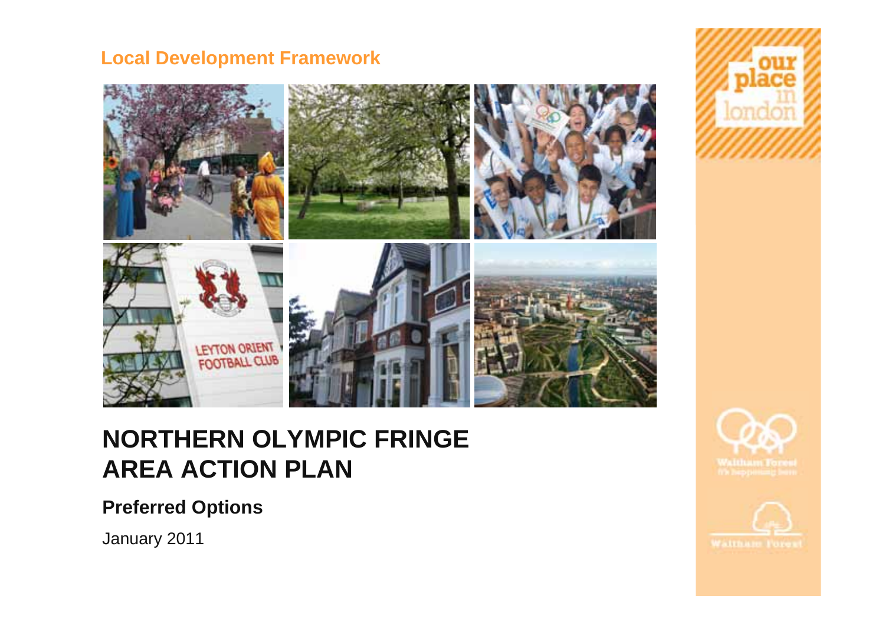Local Development Framework

# NORTHERN OLYMPIC FRINGE AREA ACTION PLAN

**Preferred Options**

January 2011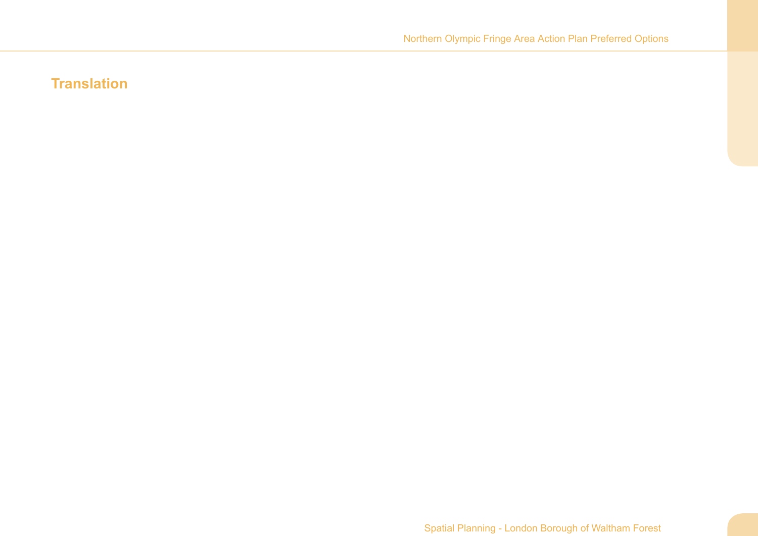## Translation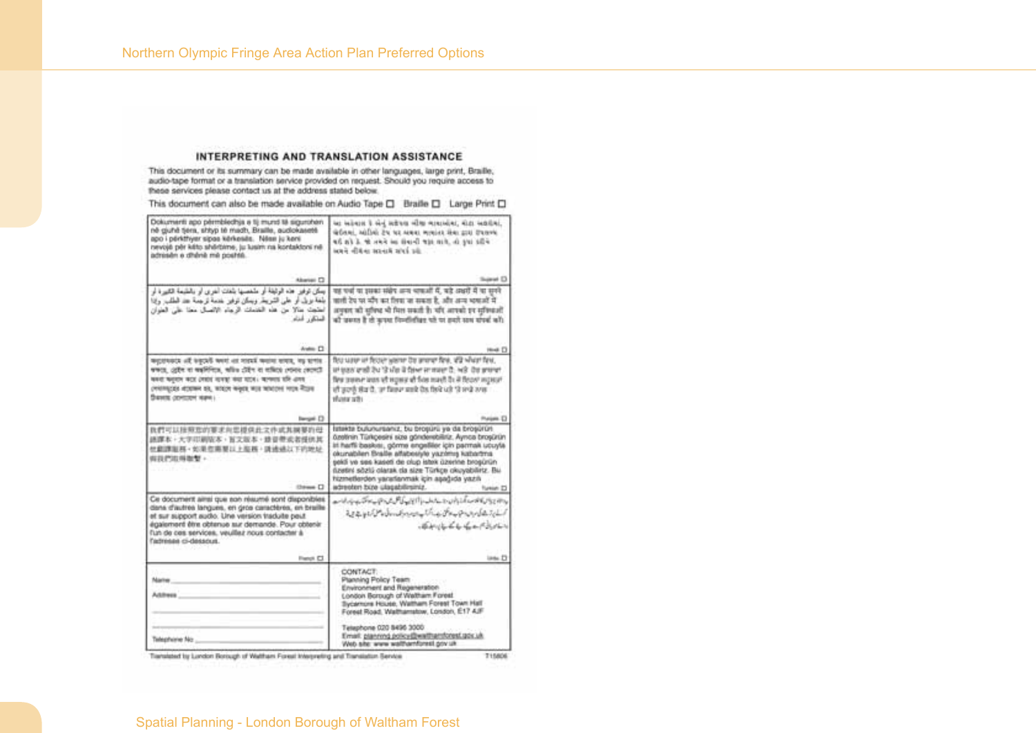## INTERPRETING AND TRANSLATION ASSISTANCE

This document or its summary can be made available in other languages, large print, Braille, audio-tape format or a translation service provided on request. Should you require access to these services please contact us at the address stated below.

This document can also be made available on Audio Tape ☐ Braille ☐ Large Print ☐

| | |
|---|---|
| Dokumenti apo përmbledhja e tij mund të sigurohen në gjuhë tjera, shtyp të madh, Braille, audiokasetë apo i përkthyer sipas kërkesës. Nëse ju keni nevojë për këto shërbime, ju lutem na kontaktoni në adresën e dhënë më poshtë.<br>Albanian ☐ | Gujarati ☐ |
| يمكن توفير هذه الوثيقة أو ملخصها بلغات أخرى أو بالطباعة الكبيرة أو بلغة بريل أو على الشريط. ويمكن توفير خدمة ترجمة عند الطلب. وإذا احتجت سؤالا من هذه الخدمات الرجاء الاتصال معنا على العنوان المذكور أدناه.<br>Arabic ☐ | Hindi ☐ |
| Bengali ☐ | Punjabi ☐ |
| 我們可以按照您的要求向您提供此文件或其摘要的母語譯本、大字印刷版本、盲文版本、錄音帶或者提供其他翻譯服務。如果您需要以上服務，請通過以下的地址與我們取得聯繫。<br>Chinese ☐ | İstekte bulunursanız, bu broşürü ya da broşürün özetinin Türkçesini size gönderebiliriz. Ayrıca broşürün iri harfli baskısı, görme engelliler için parmak ucuyla okunabilen Braille alfabesiyle yazılmış kabartma şekli ve ses kaseti de olup istek üzerine broşürün özetini sözlü olarak da size Türkçe okuyabiliriz. Bu hizmetlerden yararlanmak için aşağıda yazılı adresten bize ulaşabilirsiniz.<br>Turkish ☐ |
| Ce document ainsi que son résumé sont disponibles dans d'autres langues, en gros caractères, en braille et sur support audio. Une version traduite peut également être obtenue sur demande. Pour obtenir l'un de ces services, veuillez nous contacter à l'adresse ci-dessous.<br>French ☐ | Urdu ☐ |
| Name ______<br>Address ______<br>______<br>Telephone No ______ | CONTACT:<br>Planning Policy Team<br>Environment and Regeneration<br>London Borough of Waltham Forest<br>Sycamore House, Waltham Forest Town Hall<br>Forest Road, Walthamstow, London, E17 4JF<br><br>Telephone 020 8496 3000<br>Email: planning.policy@walthamforest.gov.uk<br>Web site: www.walthamforest.gov.uk |

Translated by London Borough of Waltham Forest Interpreting and Translation Service T15806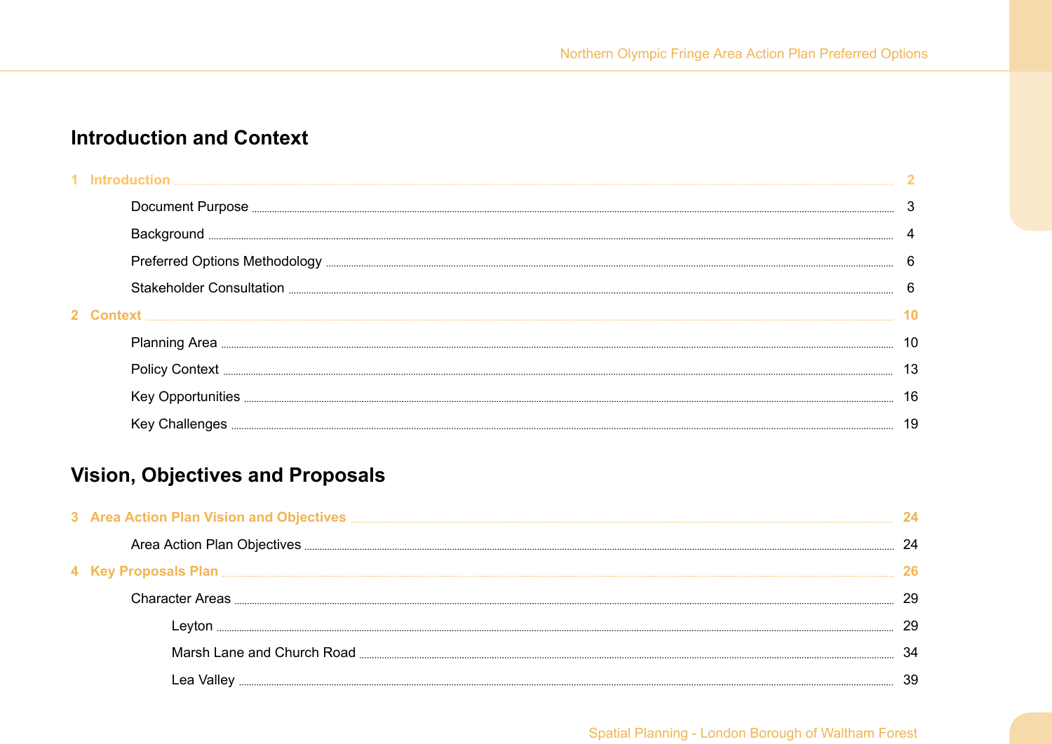## Introduction and Context

- **1 Introduction** .......... **2**
  - Document Purpose .......... 3
  - Background .......... 4
  - Preferred Options Methodology .......... 6
  - Stakeholder Consultation .......... 6
- **2 Context** .......... **10**
  - Planning Area .......... 10
  - Policy Context .......... 13
  - Key Opportunities .......... 16
  - Key Challenges .......... 19

## Vision, Objectives and Proposals

- **3 Area Action Plan Vision and Objectives** .......... **24**
  - Area Action Plan Objectives .......... 24
- **4 Key Proposals Plan** .......... **26**
  - Character Areas .......... 29
    - Leyton .......... 29
    - Marsh Lane and Church Road .......... 34
    - Lea Valley .......... 39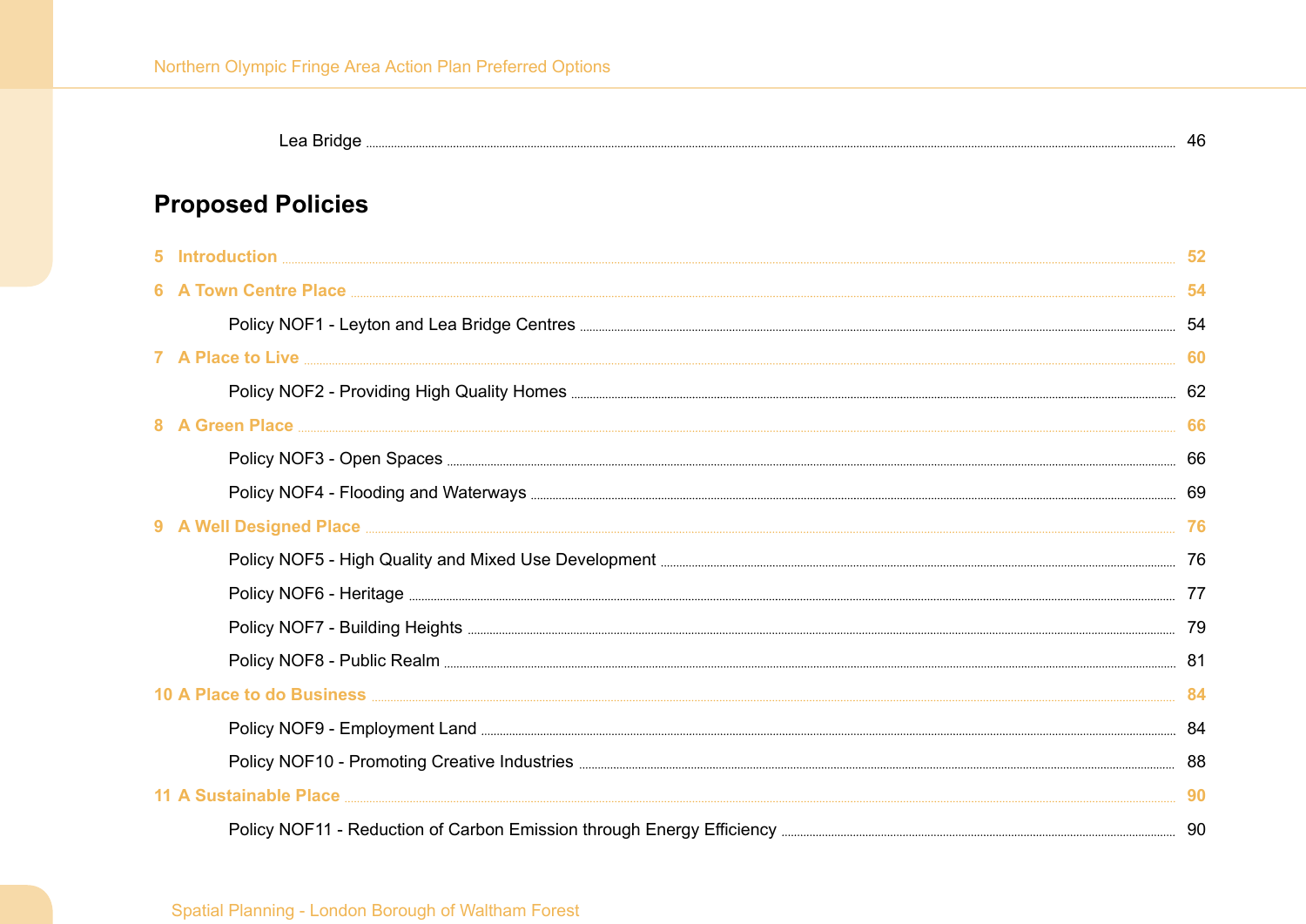Lea Bridge ... 46

## Proposed Policies

5 Introduction ... 52

6 A Town Centre Place ... 54

Policy NOF1 - Leyton and Lea Bridge Centres ... 54

7 A Place to Live ... 60

Policy NOF2 - Providing High Quality Homes ... 62

8 A Green Place ... 66

Policy NOF3 - Open Spaces ... 66

Policy NOF4 - Flooding and Waterways ... 69

9 A Well Designed Place ... 76

Policy NOF5 - High Quality and Mixed Use Development ... 76

Policy NOF6 - Heritage ... 77

Policy NOF7 - Building Heights ... 79

Policy NOF8 - Public Realm ... 81

10 A Place to do Business ... 84

Policy NOF9 - Employment Land ... 84

Policy NOF10 - Promoting Creative Industries ... 88

11 A Sustainable Place ... 90

Policy NOF11 - Reduction of Carbon Emission through Energy Efficiency ... 90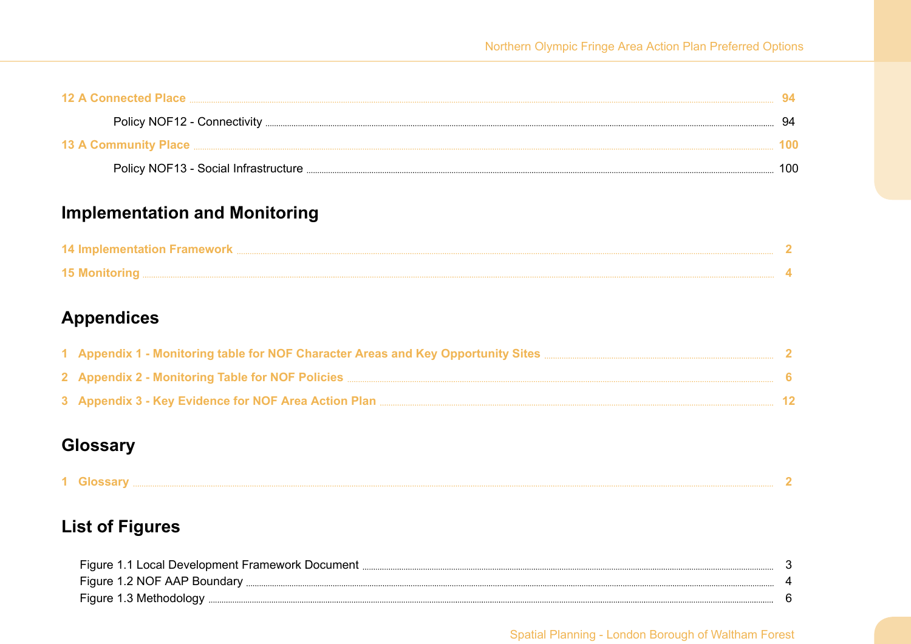12 A Connected Place ........ 94

Policy NOF12 - Connectivity ........ 94

13 A Community Place ........ 100

Policy NOF13 - Social Infrastructure ........ 100

## Implementation and Monitoring

14 Implementation Framework ........ 2

15 Monitoring ........ 4

## Appendices

1 Appendix 1 - Monitoring table for NOF Character Areas and Key Opportunity Sites ........ 2

2 Appendix 2 - Monitoring Table for NOF Policies ........ 6

3 Appendix 3 - Key Evidence for NOF Area Action Plan ........ 12

## Glossary

1 Glossary ........ 2

## List of Figures

Figure 1.1 Local Development Framework Document ........ 3

Figure 1.2 NOF AAP Boundary ........ 4

Figure 1.3 Methodology ........ 6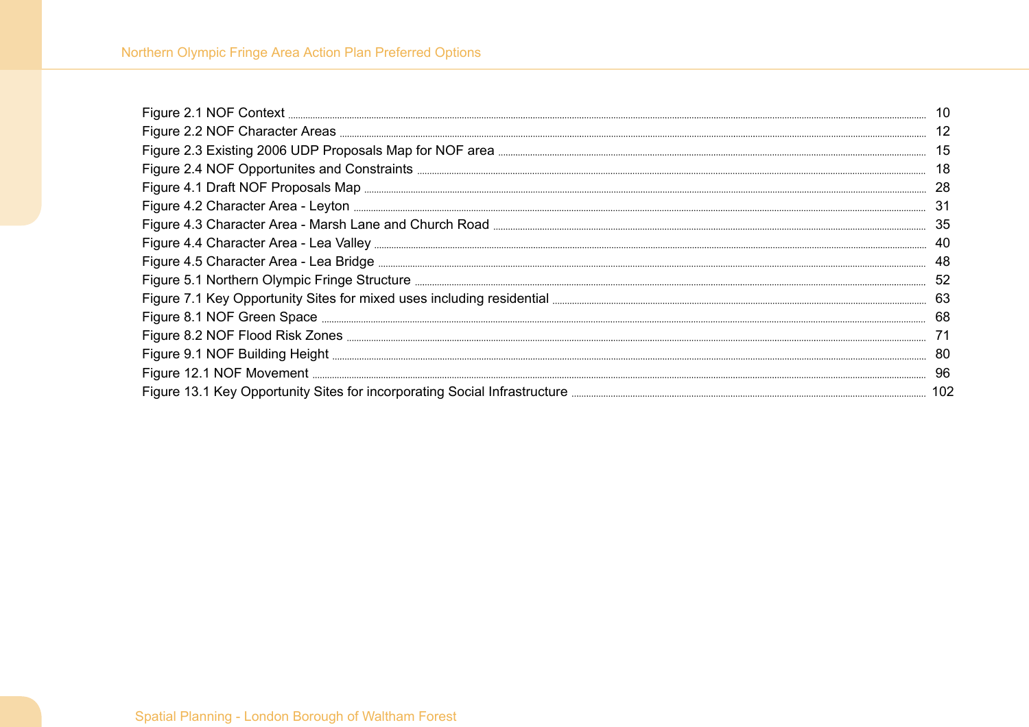Figure 2.1 NOF Context ........ 10
Figure 2.2 NOF Character Areas ........ 12
Figure 2.3 Existing 2006 UDP Proposals Map for NOF area ........ 15
Figure 2.4 NOF Opportunites and Constraints ........ 18
Figure 4.1 Draft NOF Proposals Map ........ 28
Figure 4.2 Character Area - Leyton ........ 31
Figure 4.3 Character Area - Marsh Lane and Church Road ........ 35
Figure 4.4 Character Area - Lea Valley ........ 40
Figure 4.5 Character Area - Lea Bridge ........ 48
Figure 5.1 Northern Olympic Fringe Structure ........ 52
Figure 7.1 Key Opportunity Sites for mixed uses including residential ........ 63
Figure 8.1 NOF Green Space ........ 68
Figure 8.2 NOF Flood Risk Zones ........ 71
Figure 9.1 NOF Building Height ........ 80
Figure 12.1 NOF Movement ........ 96
Figure 13.1 Key Opportunity Sites for incorporating Social Infrastructure ........ 102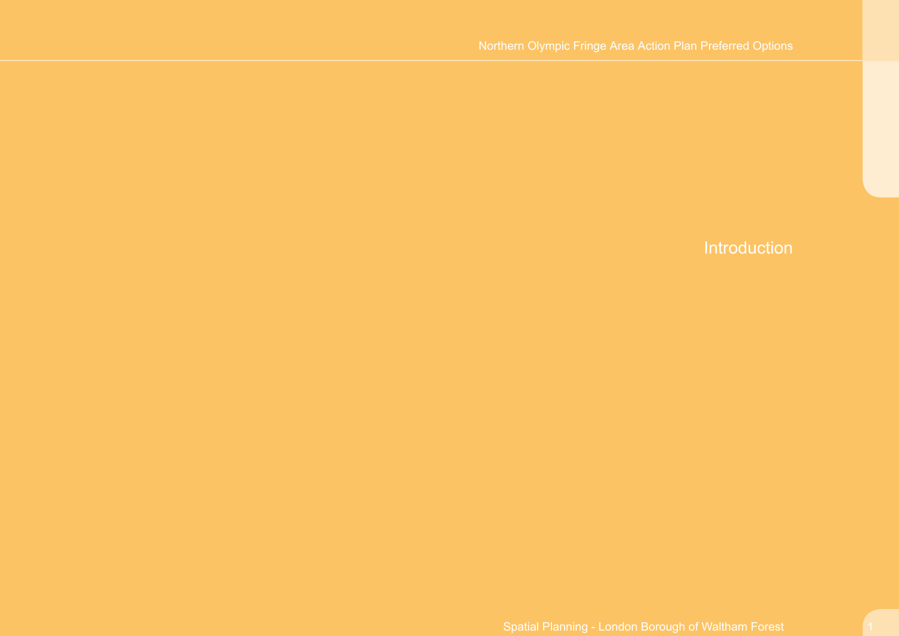# Introduction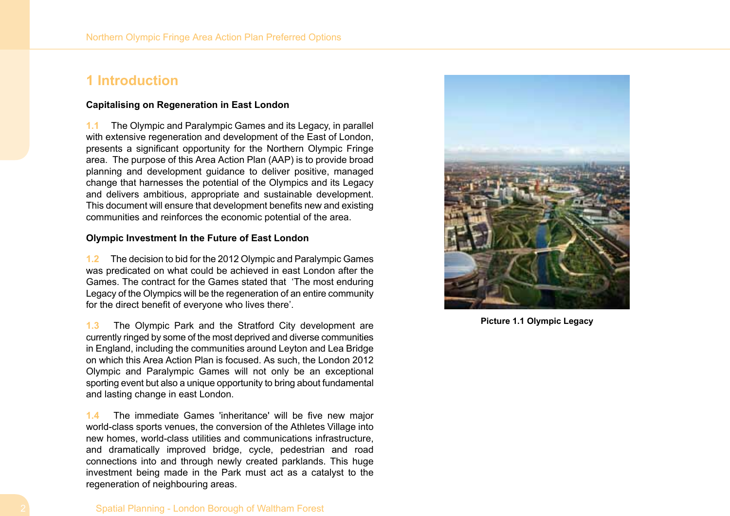# 1 Introduction

**Capitalising on Regeneration in East London**

1.1 The Olympic and Paralympic Games and its Legacy, in parallel with extensive regeneration and development of the East of London, presents a significant opportunity for the Northern Olympic Fringe area. The purpose of this Area Action Plan (AAP) is to provide broad planning and development guidance to deliver positive, managed change that harnesses the potential of the Olympics and its Legacy and delivers ambitious, appropriate and sustainable development. This document will ensure that development benefits new and existing communities and reinforces the economic potential of the area.

**Olympic Investment In the Future of East London**

1.2 The decision to bid for the 2012 Olympic and Paralympic Games was predicated on what could be achieved in east London after the Games. The contract for the Games stated that 'The most enduring Legacy of the Olympics will be the regeneration of an entire community for the direct benefit of everyone who lives there'.

1.3 The Olympic Park and the Stratford City development are currently ringed by some of the most deprived and diverse communities in England, including the communities around Leyton and Lea Bridge on which this Area Action Plan is focused. As such, the London 2012 Olympic and Paralympic Games will not only be an exceptional sporting event but also a unique opportunity to bring about fundamental and lasting change in east London.

1.4 The immediate Games 'inheritance' will be five new major world-class sports venues, the conversion of the Athletes Village into new homes, world-class utilities and communications infrastructure, and dramatically improved bridge, cycle, pedestrian and road connections into and through newly created parklands. This huge investment being made in the Park must act as a catalyst to the regeneration of neighbouring areas.

**Picture 1.1 Olympic Legacy**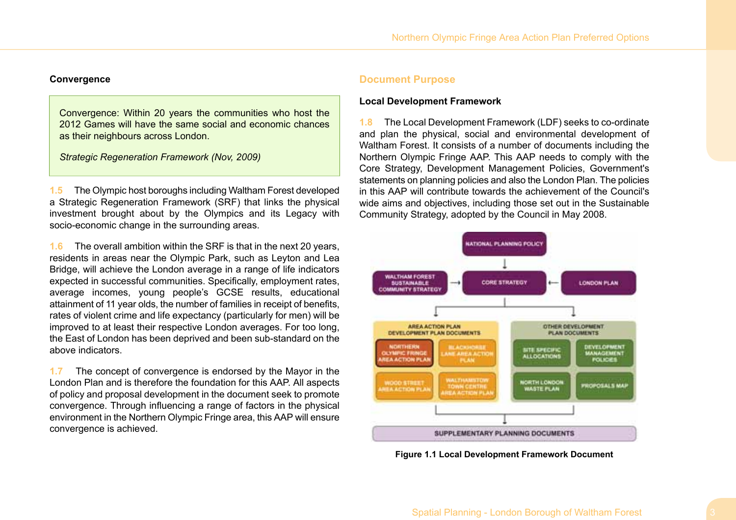### Convergence

> Convergence: Within 20 years the communities who host the 2012 Games will have the same social and economic chances as their neighbours across London.
>
> *Strategic Regeneration Framework (Nov, 2009)*

**1.5** The Olympic host boroughs including Waltham Forest developed a Strategic Regeneration Framework (SRF) that links the physical investment brought about by the Olympics and its Legacy with socio-economic change in the surrounding areas.

**1.6** The overall ambition within the SRF is that in the next 20 years, residents in areas near the Olympic Park, such as Leyton and Lea Bridge, will achieve the London average in a range of life indicators expected in successful communities. Specifically, employment rates, average incomes, young people's GCSE results, educational attainment of 11 year olds, the number of families in receipt of benefits, rates of violent crime and life expectancy (particularly for men) will be improved to at least their respective London averages. For too long, the East of London has been deprived and been sub-standard on the above indicators.

**1.7** The concept of convergence is endorsed by the Mayor in the London Plan and is therefore the foundation for this AAP. All aspects of policy and proposal development in the document seek to promote convergence. Through influencing a range of factors in the physical environment in the Northern Olympic Fringe area, this AAP will ensure convergence is achieved.

## Document Purpose

### Local Development Framework

**1.8** The Local Development Framework (LDF) seeks to co-ordinate and plan the physical, social and environmental development of Waltham Forest. It consists of a number of documents including the Northern Olympic Fringe AAP. This AAP needs to comply with the Core Strategy, Development Management Policies, Government's statements on planning policies and also the London Plan. The policies in this AAP will contribute towards the achievement of the Council's wide aims and objectives, including those set out in the Sustainable Community Strategy, adopted by the Council in May 2008.

NATIONAL PLANNING POLICY

WALTHAM FOREST SUSTAINABLE COMMUNITY STRATEGY → CORE STRATEGY ← LONDON PLAN

AREA ACTION PLAN DEVELOPMENT PLAN DOCUMENTS: NORTHERN OLYMPIC FRINGE AREA ACTION PLAN; BLACKHORSE LANE AREA ACTION PLAN; WOOD STREET AREA ACTION PLAN; WALTHAMSTOW TOWN CENTRE AREA ACTION PLAN

OTHER DEVELOPMENT PLAN DOCUMENTS: SITE SPECIFIC ALLOCATIONS; DEVELOPMENT MANAGEMENT POLICIES; NORTH LONDON WASTE PLAN; PROPOSALS MAP

SUPPLEMENTARY PLANNING DOCUMENTS

**Figure 1.1 Local Development Framework Document**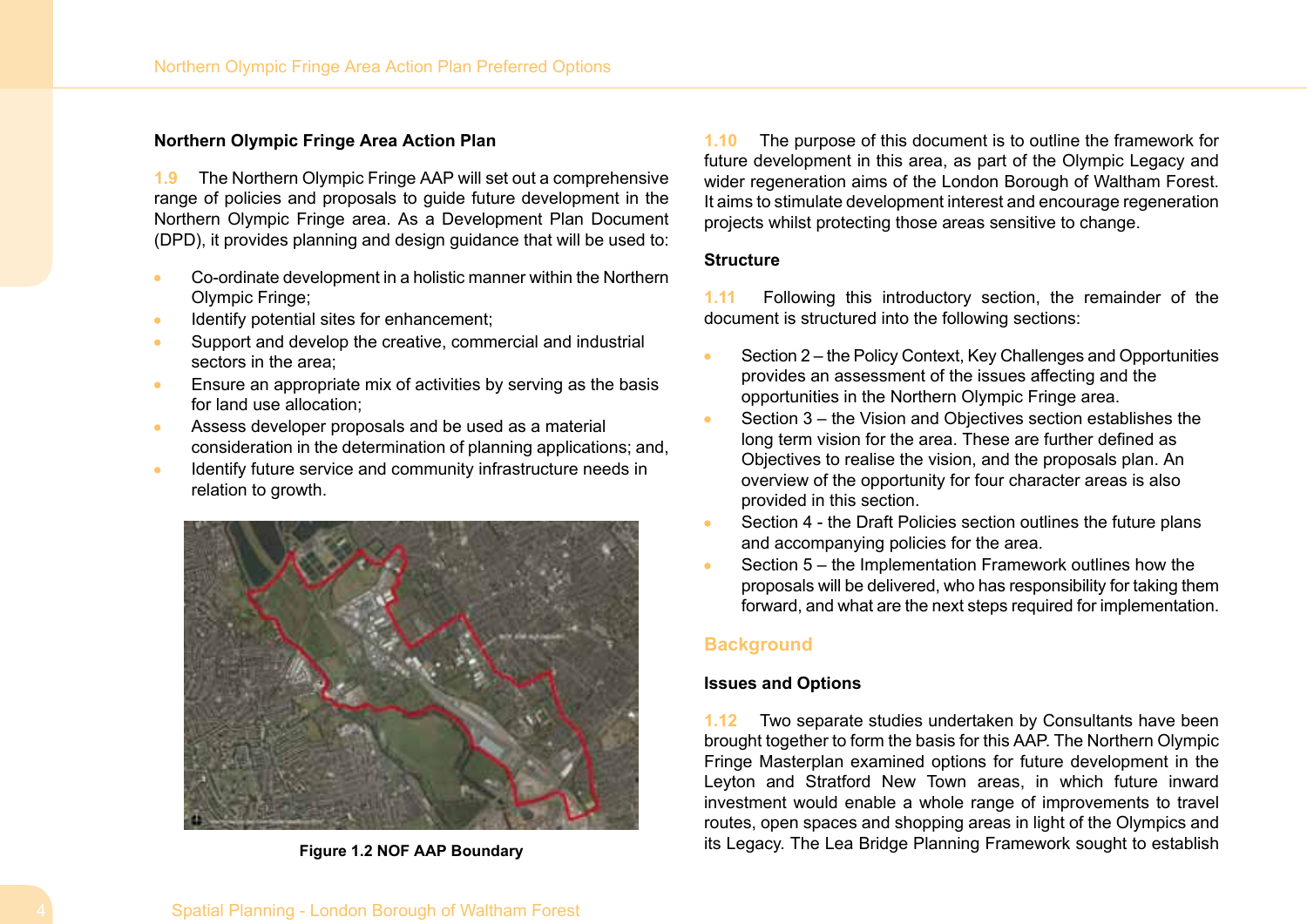**Northern Olympic Fringe Area Action Plan**

1.9 The Northern Olympic Fringe AAP will set out a comprehensive range of policies and proposals to guide future development in the Northern Olympic Fringe area. As a Development Plan Document (DPD), it provides planning and design guidance that will be used to:

- Co-ordinate development in a holistic manner within the Northern Olympic Fringe;
- Identify potential sites for enhancement;
- Support and develop the creative, commercial and industrial sectors in the area;
- Ensure an appropriate mix of activities by serving as the basis for land use allocation;
- Assess developer proposals and be used as a material consideration in the determination of planning applications; and,
- Identify future service and community infrastructure needs in relation to growth.

**Figure 1.2 NOF AAP Boundary**

1.10 The purpose of this document is to outline the framework for future development in this area, as part of the Olympic Legacy and wider regeneration aims of the London Borough of Waltham Forest. It aims to stimulate development interest and encourage regeneration projects whilst protecting those areas sensitive to change.

**Structure**

1.11 Following this introductory section, the remainder of the document is structured into the following sections:

- Section 2 – the Policy Context, Key Challenges and Opportunities provides an assessment of the issues affecting and the opportunities in the Northern Olympic Fringe area.
- Section 3 – the Vision and Objectives section establishes the long term vision for the area. These are further defined as Objectives to realise the vision, and the proposals plan. An overview of the opportunity for four character areas is also provided in this section.
- Section 4 - the Draft Policies section outlines the future plans and accompanying policies for the area.
- Section 5 – the Implementation Framework outlines how the proposals will be delivered, who has responsibility for taking them forward, and what are the next steps required for implementation.

## Background

**Issues and Options**

1.12 Two separate studies undertaken by Consultants have been brought together to form the basis for this AAP. The Northern Olympic Fringe Masterplan examined options for future development in the Leyton and Stratford New Town areas, in which future inward investment would enable a whole range of improvements to travel routes, open spaces and shopping areas in light of the Olympics and its Legacy. The Lea Bridge Planning Framework sought to establish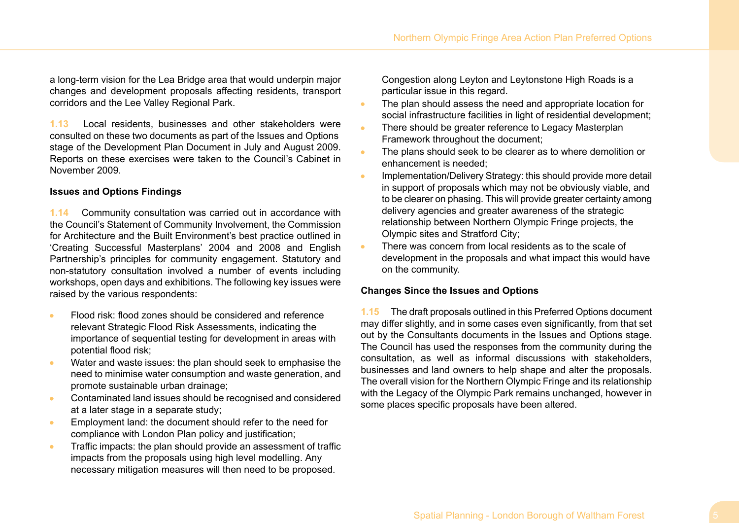a long-term vision for the Lea Bridge area that would underpin major changes and development proposals affecting residents, transport corridors and the Lee Valley Regional Park.

**1.13** Local residents, businesses and other stakeholders were consulted on these two documents as part of the Issues and Options stage of the Development Plan Document in July and August 2009. Reports on these exercises were taken to the Council's Cabinet in November 2009.

### Issues and Options Findings

**1.14** Community consultation was carried out in accordance with the Council's Statement of Community Involvement, the Commission for Architecture and the Built Environment's best practice outlined in 'Creating Successful Masterplans' 2004 and 2008 and English Partnership's principles for community engagement. Statutory and non-statutory consultation involved a number of events including workshops, open days and exhibitions. The following key issues were raised by the various respondents:

- Flood risk: flood zones should be considered and reference relevant Strategic Flood Risk Assessments, indicating the importance of sequential testing for development in areas with potential flood risk;
- Water and waste issues: the plan should seek to emphasise the need to minimise water consumption and waste generation, and promote sustainable urban drainage;
- Contaminated land issues should be recognised and considered at a later stage in a separate study;
- Employment land: the document should refer to the need for compliance with London Plan policy and justification;
- Traffic impacts: the plan should provide an assessment of traffic impacts from the proposals using high level modelling. Any necessary mitigation measures will then need to be proposed. Congestion along Leyton and Leytonstone High Roads is a particular issue in this regard.
- The plan should assess the need and appropriate location for social infrastructure facilities in light of residential development;
- There should be greater reference to Legacy Masterplan Framework throughout the document;
- The plans should seek to be clearer as to where demolition or enhancement is needed;
- Implementation/Delivery Strategy: this should provide more detail in support of proposals which may not be obviously viable, and to be clearer on phasing. This will provide greater certainty among delivery agencies and greater awareness of the strategic relationship between Northern Olympic Fringe projects, the Olympic sites and Stratford City;
- There was concern from local residents as to the scale of development in the proposals and what impact this would have on the community.

### Changes Since the Issues and Options

**1.15** The draft proposals outlined in this Preferred Options document may differ slightly, and in some cases even significantly, from that set out by the Consultants documents in the Issues and Options stage. The Council has used the responses from the community during the consultation, as well as informal discussions with stakeholders, businesses and land owners to help shape and alter the proposals. The overall vision for the Northern Olympic Fringe and its relationship with the Legacy of the Olympic Park remains unchanged, however in some places specific proposals have been altered.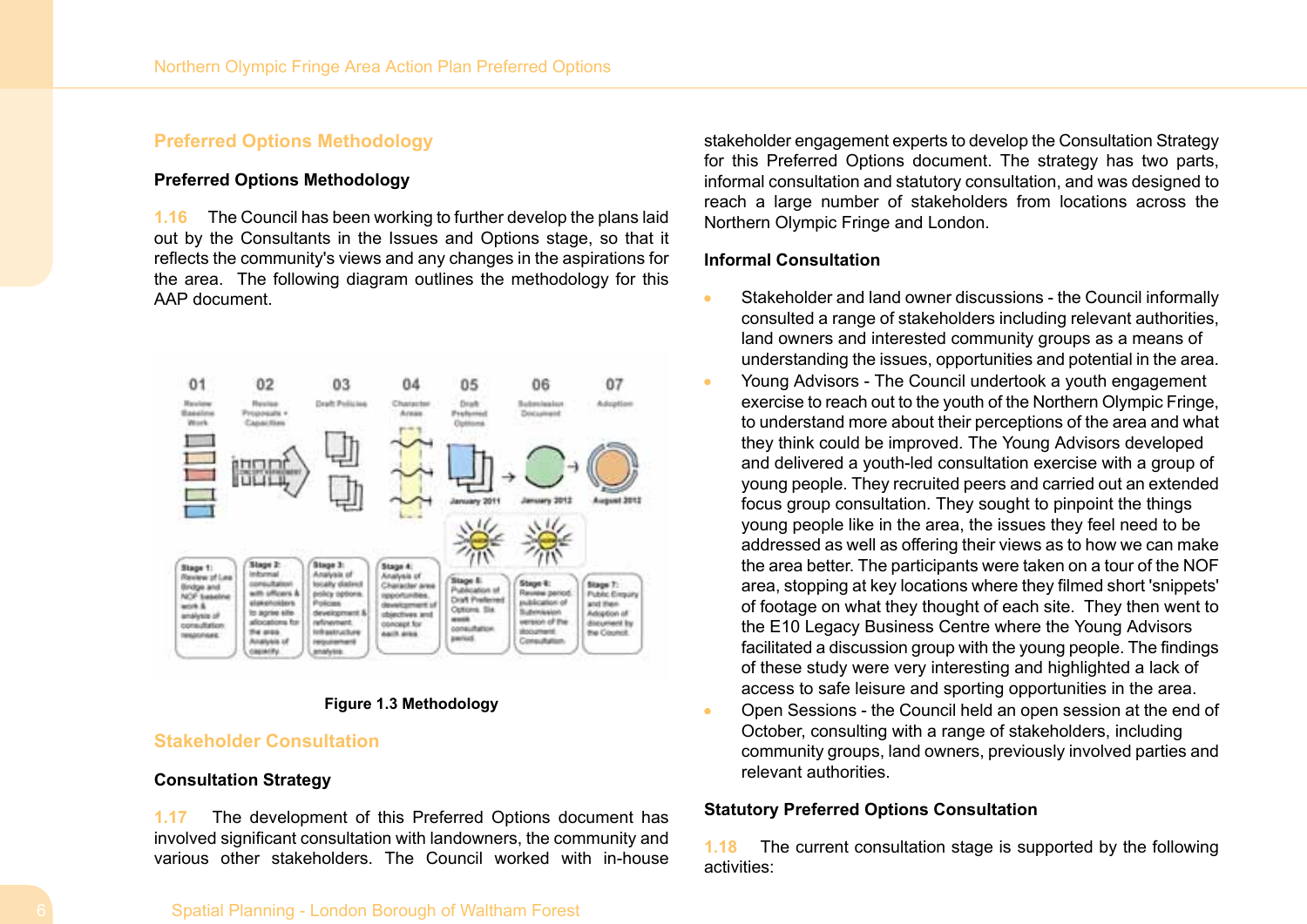## Preferred Options Methodology

### Preferred Options Methodology

1.16 The Council has been working to further develop the plans laid out by the Consultants in the Issues and Options stage, so that it reflects the community's views and any changes in the aspirations for the area. The following diagram outlines the methodology for this AAP document.

Figure 1.3 Methodology

## Stakeholder Consultation

### Consultation Strategy

1.17 The development of this Preferred Options document has involved significant consultation with landowners, the community and various other stakeholders. The Council worked with in-house stakeholder engagement experts to develop the Consultation Strategy for this Preferred Options document. The strategy has two parts, informal consultation and statutory consultation, and was designed to reach a large number of stakeholders from locations across the Northern Olympic Fringe and London.

### Informal Consultation

- Stakeholder and land owner discussions - the Council informally consulted a range of stakeholders including relevant authorities, land owners and interested community groups as a means of understanding the issues, opportunities and potential in the area.
- Young Advisors - The Council undertook a youth engagement exercise to reach out to the youth of the Northern Olympic Fringe, to understand more about their perceptions of the area and what they think could be improved. The Young Advisors developed and delivered a youth-led consultation exercise with a group of young people. They recruited peers and carried out an extended focus group consultation. They sought to pinpoint the things young people like in the area, the issues they feel need to be addressed as well as offering their views as to how we can make the area better. The participants were taken on a tour of the NOF area, stopping at key locations where they filmed short 'snippets' of footage on what they thought of each site. They then went to the E10 Legacy Business Centre where the Young Advisors facilitated a discussion group with the young people. The findings of these study were very interesting and highlighted a lack of access to safe leisure and sporting opportunities in the area.
- Open Sessions - the Council held an open session at the end of October, consulting with a range of stakeholders, including community groups, land owners, previously involved parties and relevant authorities.

### Statutory Preferred Options Consultation

1.18 The current consultation stage is supported by the following activities: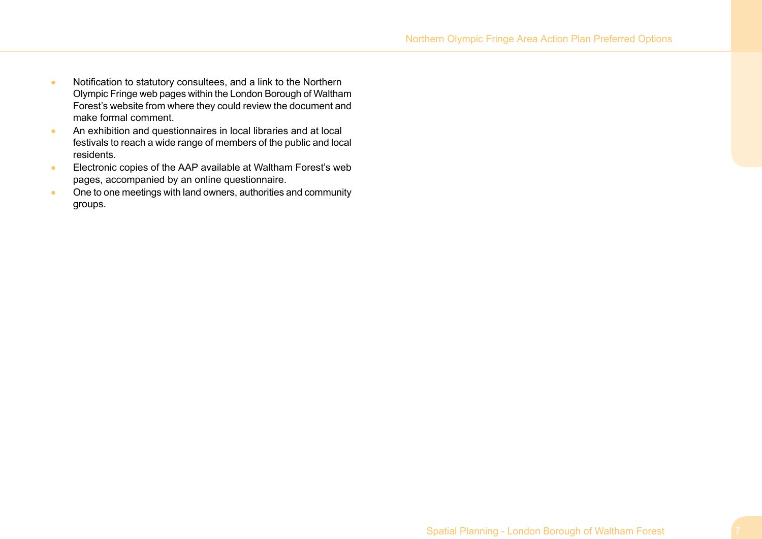- Notification to statutory consultees, and a link to the Northern Olympic Fringe web pages within the London Borough of Waltham Forest's website from where they could review the document and make formal comment.
- An exhibition and questionnaires in local libraries and at local festivals to reach a wide range of members of the public and local residents.
- Electronic copies of the AAP available at Waltham Forest's web pages, accompanied by an online questionnaire.
- One to one meetings with land owners, authorities and community groups.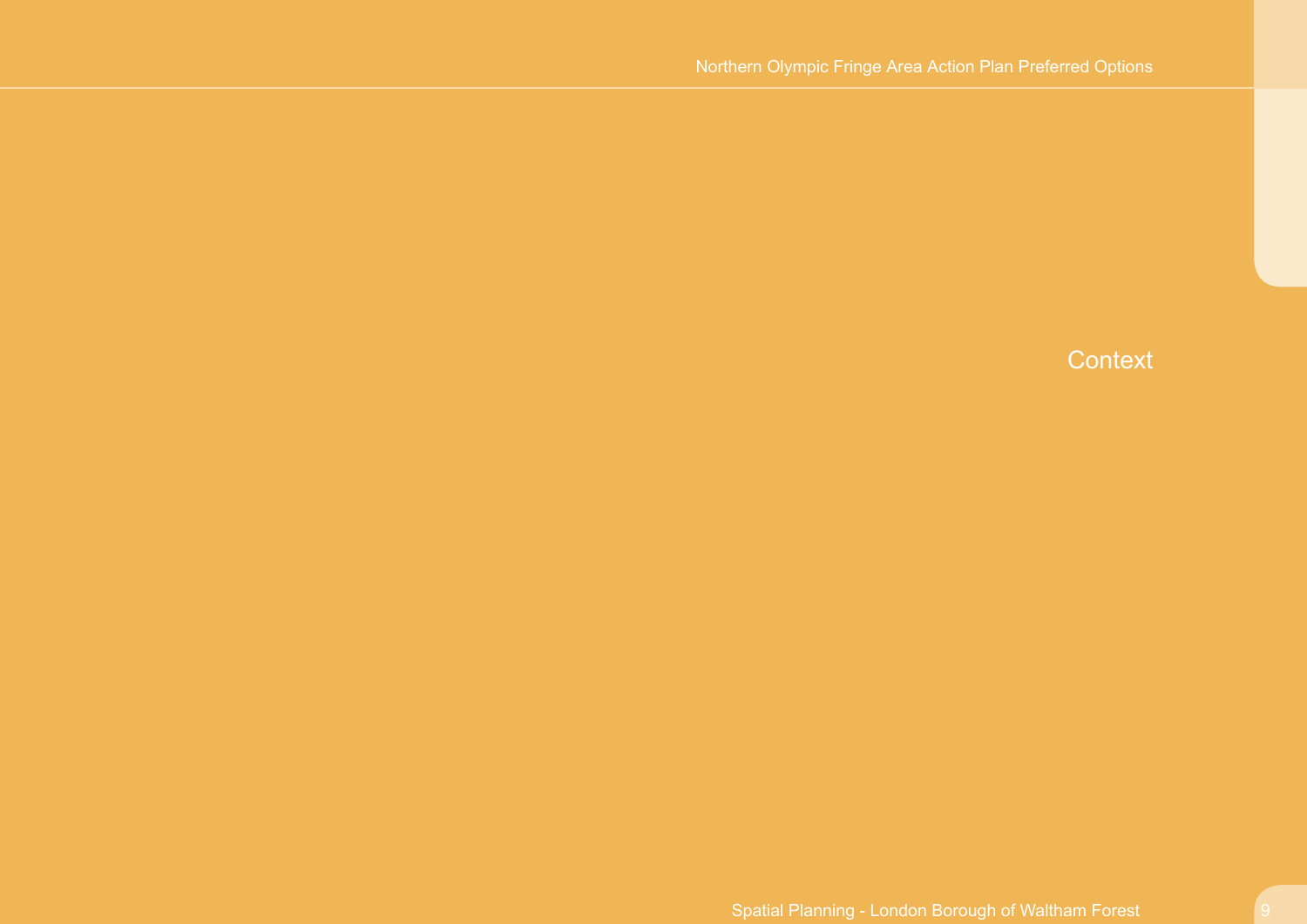# Context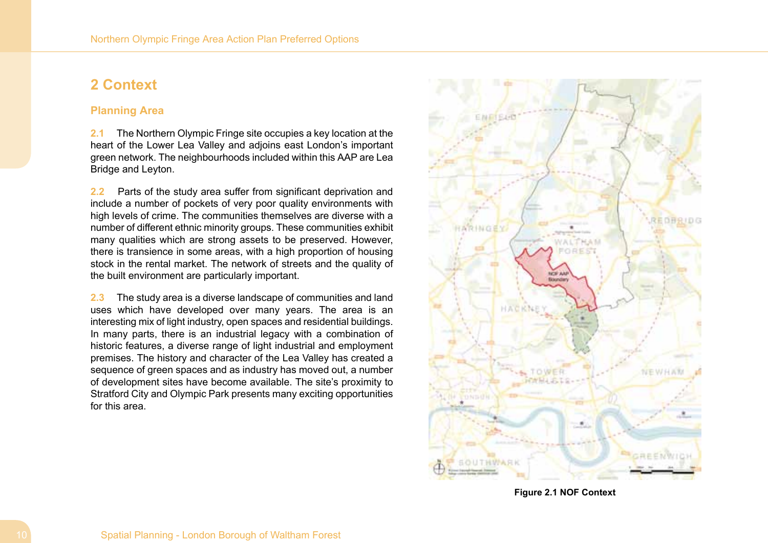## 2 Context

### Planning Area

**2.1** The Northern Olympic Fringe site occupies a key location at the heart of the Lower Lea Valley and adjoins east London's important green network. The neighbourhoods included within this AAP are Lea Bridge and Leyton.

**2.2** Parts of the study area suffer from significant deprivation and include a number of pockets of very poor quality environments with high levels of crime. The communities themselves are diverse with a number of different ethnic minority groups. These communities exhibit many qualities which are strong assets to be preserved. However, there is transience in some areas, with a high proportion of housing stock in the rental market. The network of streets and the quality of the built environment are particularly important.

**2.3** The study area is a diverse landscape of communities and land uses which have developed over many years. The area is an interesting mix of light industry, open spaces and residential buildings. In many parts, there is an industrial legacy with a combination of historic features, a diverse range of light industrial and employment premises. The history and character of the Lea Valley has created a sequence of green spaces and as industry has moved out, a number of development sites have become available. The site's proximity to Stratford City and Olympic Park presents many exciting opportunities for this area.

**Figure 2.1 NOF Context**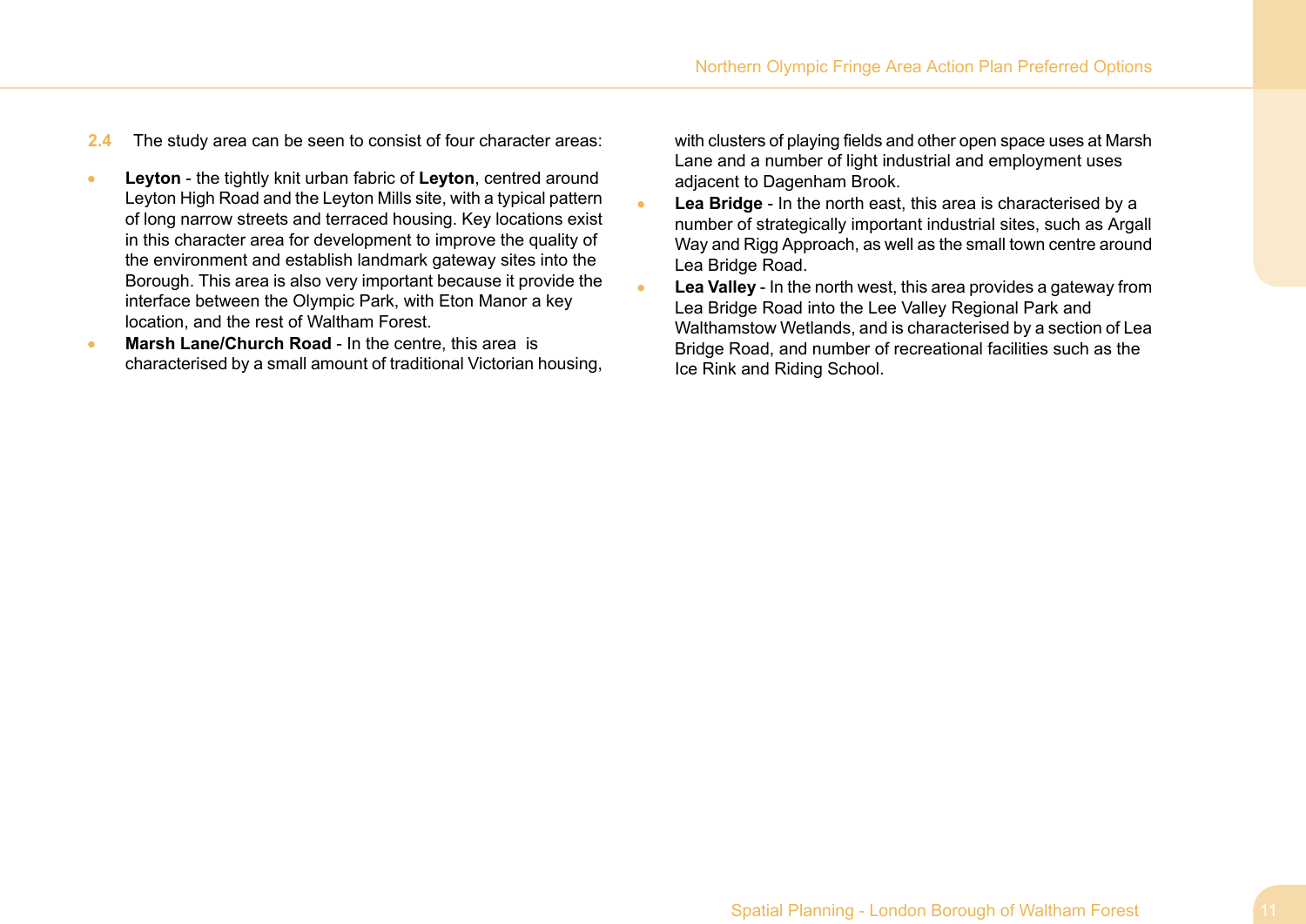2.4 The study area can be seen to consist of four character areas:

- **Leyton** - the tightly knit urban fabric of **Leyton**, centred around Leyton High Road and the Leyton Mills site, with a typical pattern of long narrow streets and terraced housing. Key locations exist in this character area for development to improve the quality of the environment and establish landmark gateway sites into the Borough. This area is also very important because it provide the interface between the Olympic Park, with Eton Manor a key location, and the rest of Waltham Forest.
- **Marsh Lane/Church Road** - In the centre, this area is characterised by a small amount of traditional Victorian housing, with clusters of playing fields and other open space uses at Marsh Lane and a number of light industrial and employment uses adjacent to Dagenham Brook.
- **Lea Bridge** - In the north east, this area is characterised by a number of strategically important industrial sites, such as Argall Way and Rigg Approach, as well as the small town centre around Lea Bridge Road.
- **Lea Valley** - In the north west, this area provides a gateway from Lea Bridge Road into the Lee Valley Regional Park and Walthamstow Wetlands, and is characterised by a section of Lea Bridge Road, and number of recreational facilities such as the Ice Rink and Riding School.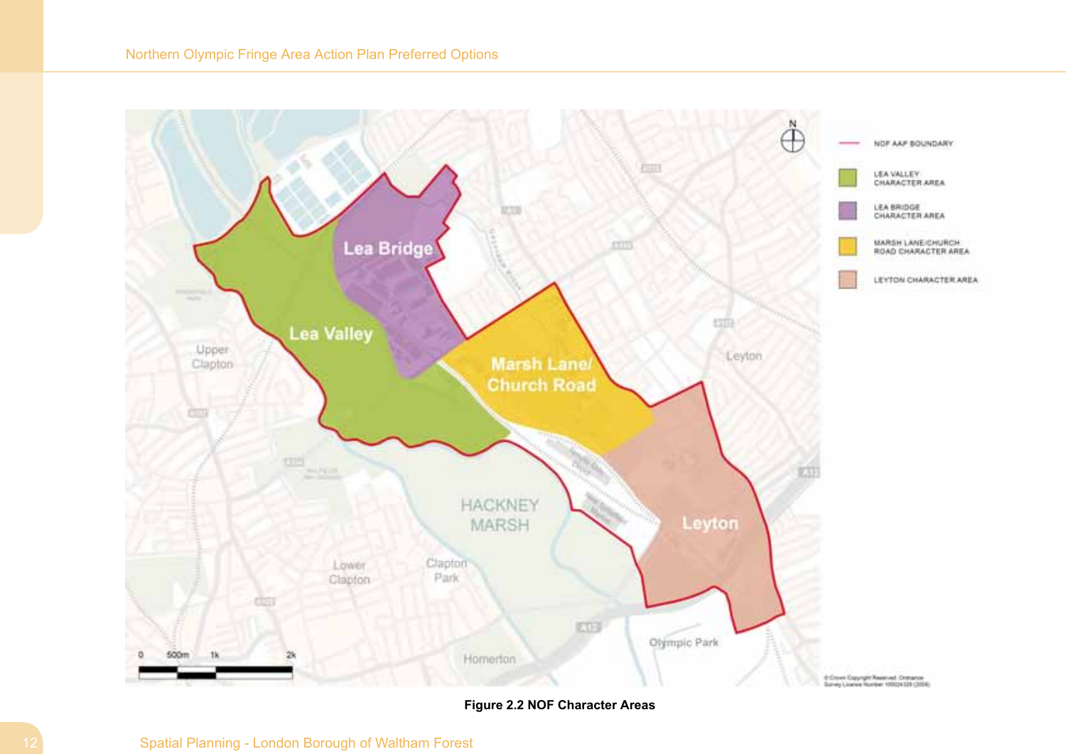Figure 2.2 NOF Character Areas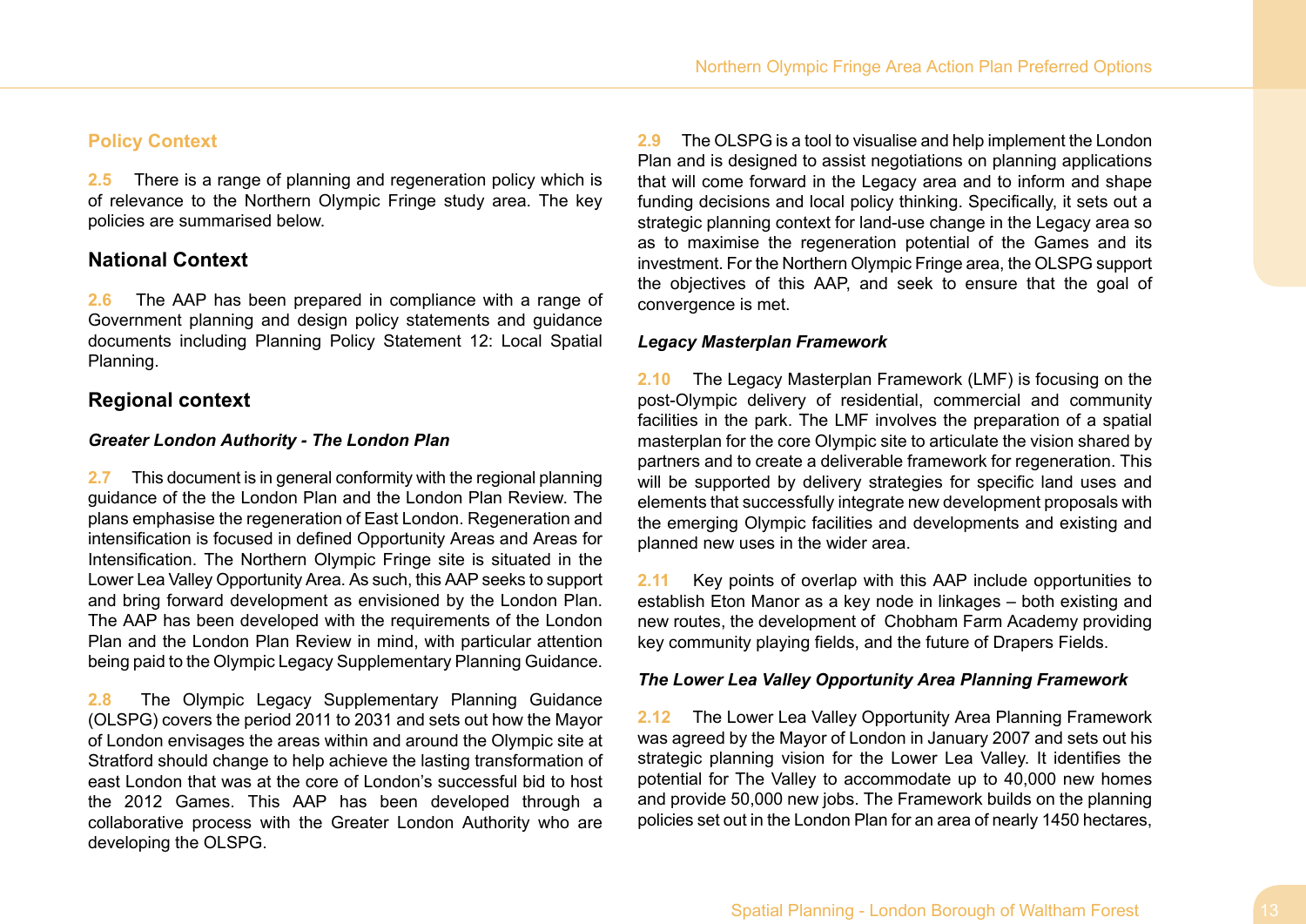## Policy Context

**2.5** There is a range of planning and regeneration policy which is of relevance to the Northern Olympic Fringe study area. The key policies are summarised below.

### National Context

**2.6** The AAP has been prepared in compliance with a range of Government planning and design policy statements and guidance documents including Planning Policy Statement 12: Local Spatial Planning.

### Regional context

***Greater London Authority - The London Plan***

**2.7** This document is in general conformity with the regional planning guidance of the the London Plan and the London Plan Review. The plans emphasise the regeneration of East London. Regeneration and intensification is focused in defined Opportunity Areas and Areas for Intensification. The Northern Olympic Fringe site is situated in the Lower Lea Valley Opportunity Area. As such, this AAP seeks to support and bring forward development as envisioned by the London Plan. The AAP has been developed with the requirements of the London Plan and the London Plan Review in mind, with particular attention being paid to the Olympic Legacy Supplementary Planning Guidance.

**2.8** The Olympic Legacy Supplementary Planning Guidance (OLSPG) covers the period 2011 to 2031 and sets out how the Mayor of London envisages the areas within and around the Olympic site at Stratford should change to help achieve the lasting transformation of east London that was at the core of London's successful bid to host the 2012 Games. This AAP has been developed through a collaborative process with the Greater London Authority who are developing the OLSPG.

**2.9** The OLSPG is a tool to visualise and help implement the London Plan and is designed to assist negotiations on planning applications that will come forward in the Legacy area and to inform and shape funding decisions and local policy thinking. Specifically, it sets out a strategic planning context for land-use change in the Legacy area so as to maximise the regeneration potential of the Games and its investment. For the Northern Olympic Fringe area, the OLSPG support the objectives of this AAP, and seek to ensure that the goal of convergence is met.

***Legacy Masterplan Framework***

**2.10** The Legacy Masterplan Framework (LMF) is focusing on the post-Olympic delivery of residential, commercial and community facilities in the park. The LMF involves the preparation of a spatial masterplan for the core Olympic site to articulate the vision shared by partners and to create a deliverable framework for regeneration. This will be supported by delivery strategies for specific land uses and elements that successfully integrate new development proposals with the emerging Olympic facilities and developments and existing and planned new uses in the wider area.

**2.11** Key points of overlap with this AAP include opportunities to establish Eton Manor as a key node in linkages – both existing and new routes, the development of Chobham Farm Academy providing key community playing fields, and the future of Drapers Fields.

***The Lower Lea Valley Opportunity Area Planning Framework***

**2.12** The Lower Lea Valley Opportunity Area Planning Framework was agreed by the Mayor of London in January 2007 and sets out his strategic planning vision for the Lower Lea Valley. It identifies the potential for The Valley to accommodate up to 40,000 new homes and provide 50,000 new jobs. The Framework builds on the planning policies set out in the London Plan for an area of nearly 1450 hectares,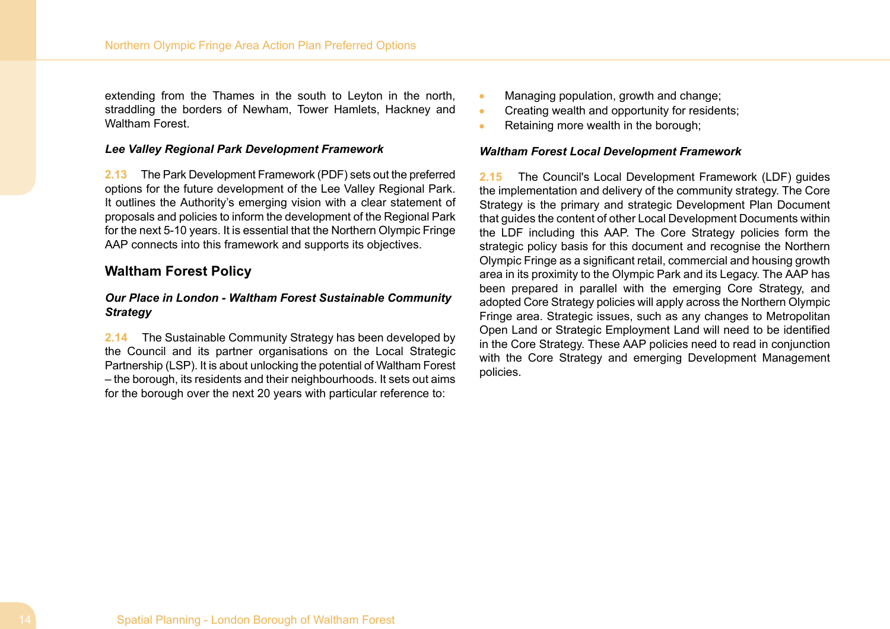extending from the Thames in the south to Leyton in the north, straddling the borders of Newham, Tower Hamlets, Hackney and Waltham Forest.

***Lee Valley Regional Park Development Framework***

**2.13** The Park Development Framework (PDF) sets out the preferred options for the future development of the Lee Valley Regional Park. It outlines the Authority's emerging vision with a clear statement of proposals and policies to inform the development of the Regional Park for the next 5-10 years. It is essential that the Northern Olympic Fringe AAP connects into this framework and supports its objectives.

## Waltham Forest Policy

***Our Place in London - Waltham Forest Sustainable Community Strategy***

**2.14** The Sustainable Community Strategy has been developed by the Council and its partner organisations on the Local Strategic Partnership (LSP). It is about unlocking the potential of Waltham Forest – the borough, its residents and their neighbourhoods. It sets out aims for the borough over the next 20 years with particular reference to:

- Managing population, growth and change;
- Creating wealth and opportunity for residents;
- Retaining more wealth in the borough;

***Waltham Forest Local Development Framework***

**2.15** The Council's Local Development Framework (LDF) guides the implementation and delivery of the community strategy. The Core Strategy is the primary and strategic Development Plan Document that guides the content of other Local Development Documents within the LDF including this AAP. The Core Strategy policies form the strategic policy basis for this document and recognise the Northern Olympic Fringe as a significant retail, commercial and housing growth area in its proximity to the Olympic Park and its Legacy. The AAP has been prepared in parallel with the emerging Core Strategy, and adopted Core Strategy policies will apply across the Northern Olympic Fringe area. Strategic issues, such as any changes to Metropolitan Open Land or Strategic Employment Land will need to be identified in the Core Strategy. These AAP policies need to read in conjunction with the Core Strategy and emerging Development Management policies.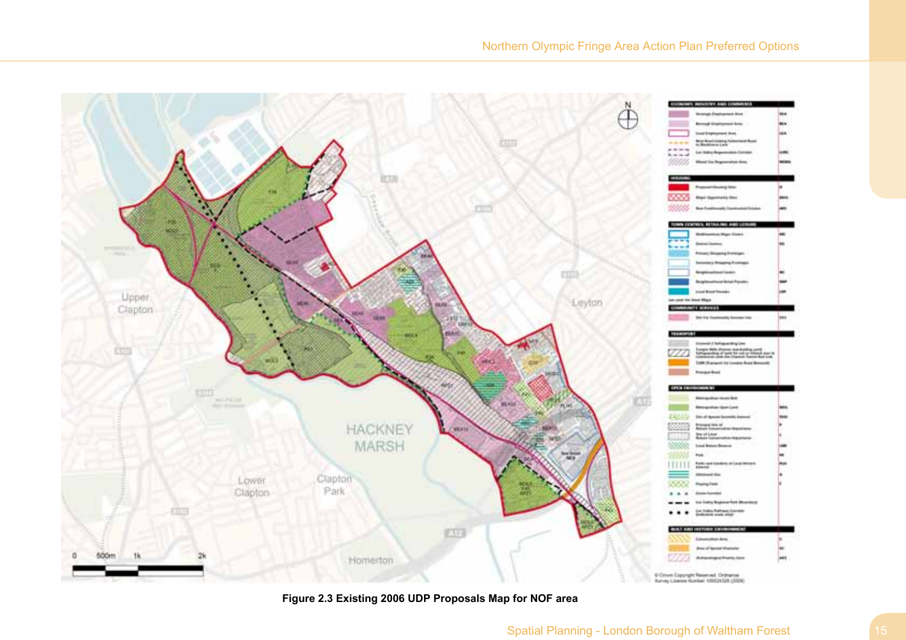Figure 2.3 Existing 2006 UDP Proposals Map for NOF area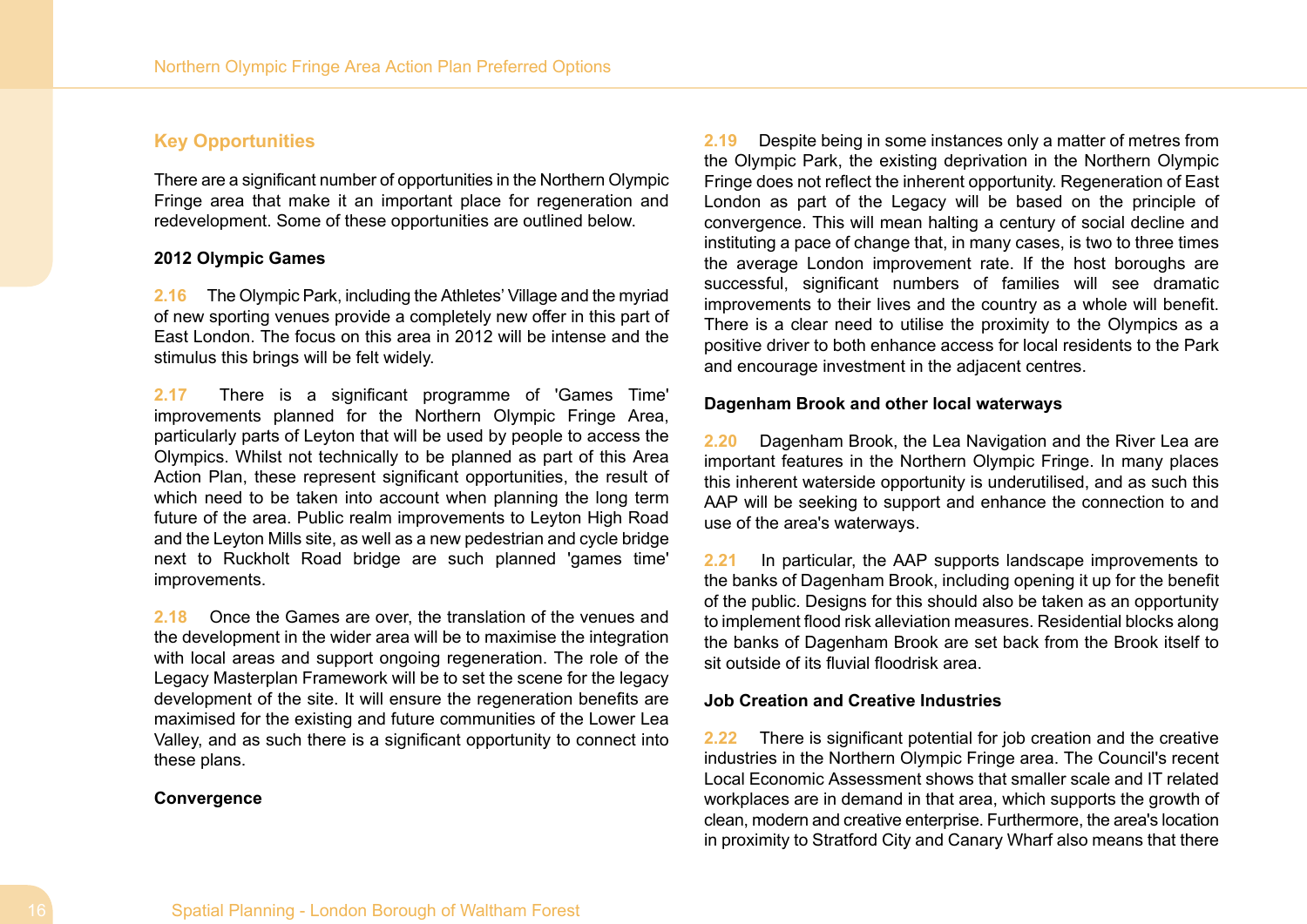## Key Opportunities

There are a significant number of opportunities in the Northern Olympic Fringe area that make it an important place for regeneration and redevelopment. Some of these opportunities are outlined below.

**2012 Olympic Games**

2.16 The Olympic Park, including the Athletes' Village and the myriad of new sporting venues provide a completely new offer in this part of East London. The focus on this area in 2012 will be intense and the stimulus this brings will be felt widely.

2.17 There is a significant programme of 'Games Time' improvements planned for the Northern Olympic Fringe Area, particularly parts of Leyton that will be used by people to access the Olympics. Whilst not technically to be planned as part of this Area Action Plan, these represent significant opportunities, the result of which need to be taken into account when planning the long term future of the area. Public realm improvements to Leyton High Road and the Leyton Mills site, as well as a new pedestrian and cycle bridge next to Ruckholt Road bridge are such planned 'games time' improvements.

2.18 Once the Games are over, the translation of the venues and the development in the wider area will be to maximise the integration with local areas and support ongoing regeneration. The role of the Legacy Masterplan Framework will be to set the scene for the legacy development of the site. It will ensure the regeneration benefits are maximised for the existing and future communities of the Lower Lea Valley, and as such there is a significant opportunity to connect into these plans.

**Convergence**

2.19 Despite being in some instances only a matter of metres from the Olympic Park, the existing deprivation in the Northern Olympic Fringe does not reflect the inherent opportunity. Regeneration of East London as part of the Legacy will be based on the principle of convergence. This will mean halting a century of social decline and instituting a pace of change that, in many cases, is two to three times the average London improvement rate. If the host boroughs are successful, significant numbers of families will see dramatic improvements to their lives and the country as a whole will benefit. There is a clear need to utilise the proximity to the Olympics as a positive driver to both enhance access for local residents to the Park and encourage investment in the adjacent centres.

**Dagenham Brook and other local waterways**

2.20 Dagenham Brook, the Lea Navigation and the River Lea are important features in the Northern Olympic Fringe. In many places this inherent waterside opportunity is underutilised, and as such this AAP will be seeking to support and enhance the connection to and use of the area's waterways.

2.21 In particular, the AAP supports landscape improvements to the banks of Dagenham Brook, including opening it up for the benefit of the public. Designs for this should also be taken as an opportunity to implement flood risk alleviation measures. Residential blocks along the banks of Dagenham Brook are set back from the Brook itself to sit outside of its fluvial floodrisk area.

**Job Creation and Creative Industries**

2.22 There is significant potential for job creation and the creative industries in the Northern Olympic Fringe area. The Council's recent Local Economic Assessment shows that smaller scale and IT related workplaces are in demand in that area, which supports the growth of clean, modern and creative enterprise. Furthermore, the area's location in proximity to Stratford City and Canary Wharf also means that there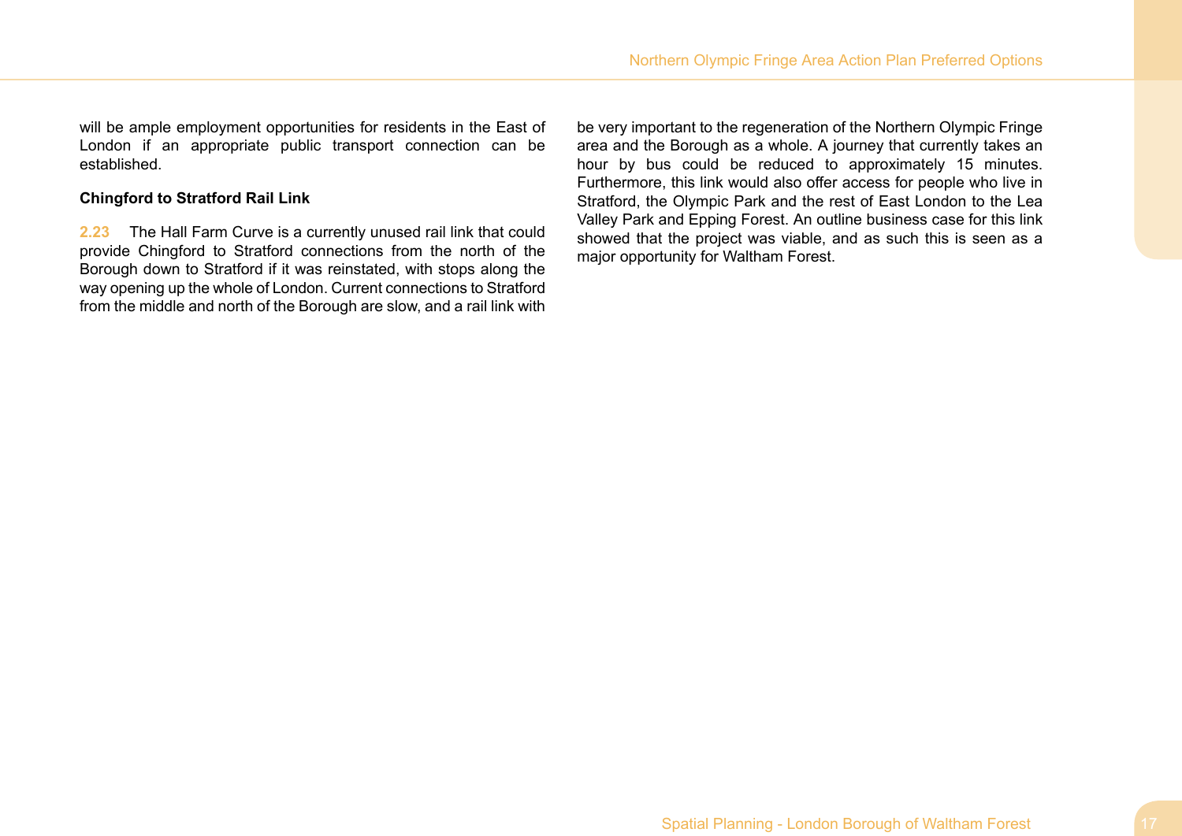will be ample employment opportunities for residents in the East of London if an appropriate public transport connection can be established.

**Chingford to Stratford Rail Link**

**2.23** The Hall Farm Curve is a currently unused rail link that could provide Chingford to Stratford connections from the north of the Borough down to Stratford if it was reinstated, with stops along the way opening up the whole of London. Current connections to Stratford from the middle and north of the Borough are slow, and a rail link with be very important to the regeneration of the Northern Olympic Fringe area and the Borough as a whole. A journey that currently takes an hour by bus could be reduced to approximately 15 minutes. Furthermore, this link would also offer access for people who live in Stratford, the Olympic Park and the rest of East London to the Lea Valley Park and Epping Forest. An outline business case for this link showed that the project was viable, and as such this is seen as a major opportunity for Waltham Forest.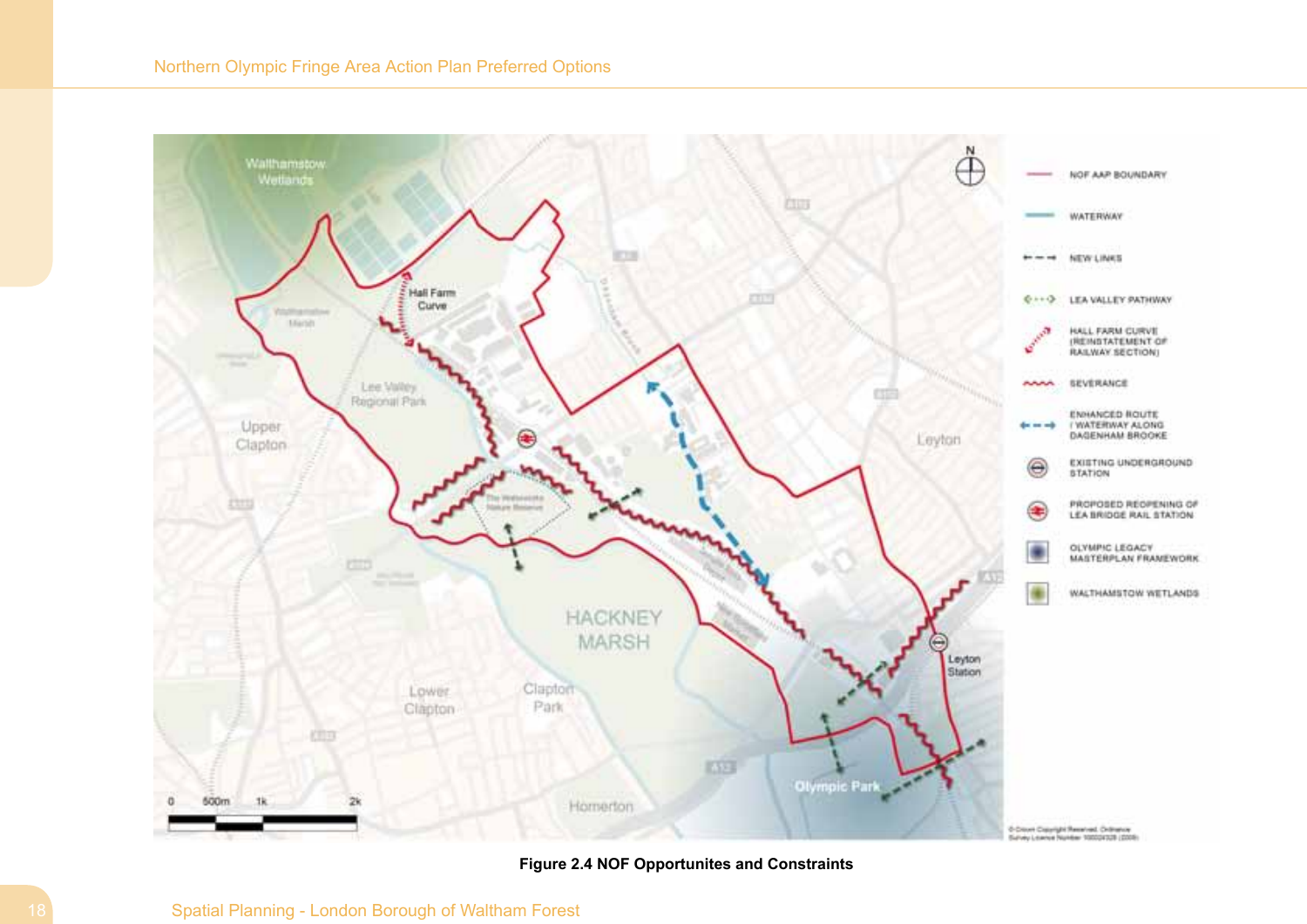Figure 2.4 NOF Opportunites and Constraints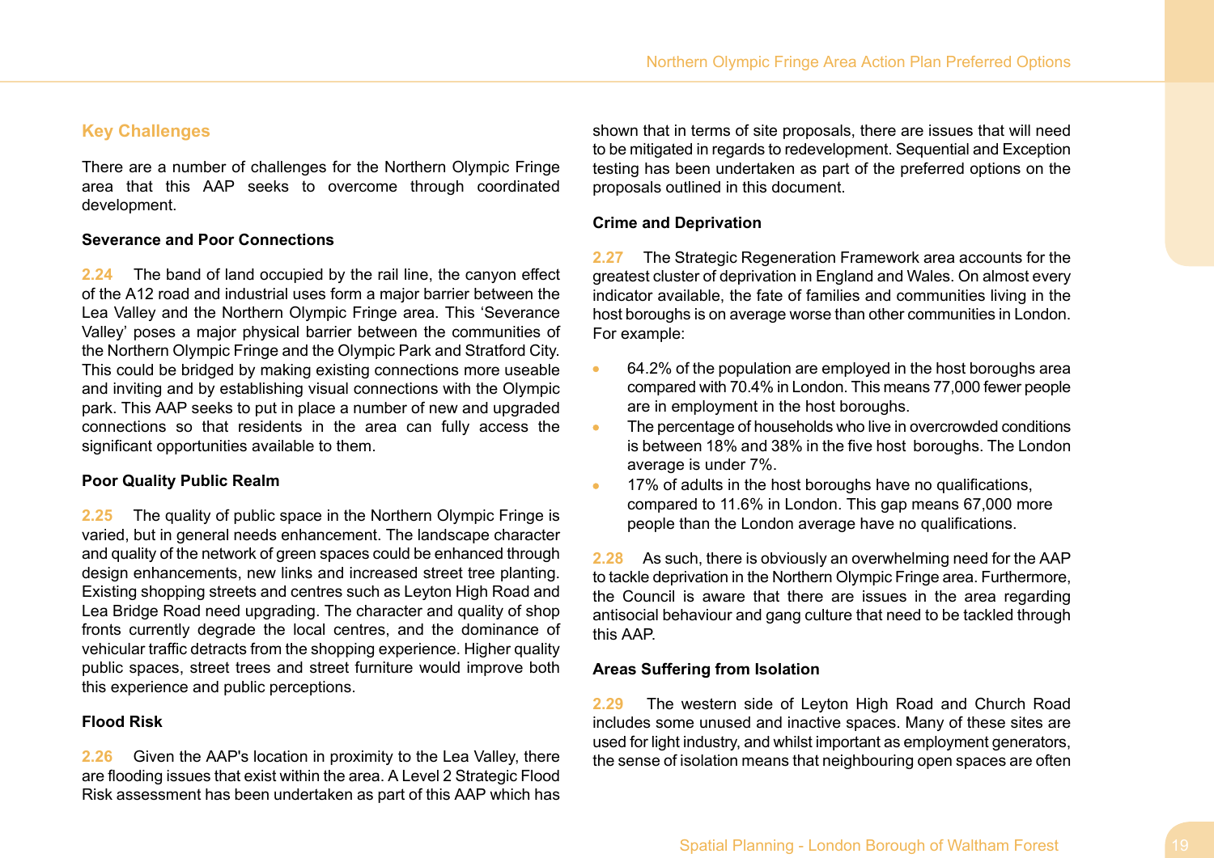## Key Challenges

There are a number of challenges for the Northern Olympic Fringe area that this AAP seeks to overcome through coordinated development.

### Severance and Poor Connections

**2.24** The band of land occupied by the rail line, the canyon effect of the A12 road and industrial uses form a major barrier between the Lea Valley and the Northern Olympic Fringe area. This 'Severance Valley' poses a major physical barrier between the communities of the Northern Olympic Fringe and the Olympic Park and Stratford City. This could be bridged by making existing connections more useable and inviting and by establishing visual connections with the Olympic park. This AAP seeks to put in place a number of new and upgraded connections so that residents in the area can fully access the significant opportunities available to them.

### Poor Quality Public Realm

**2.25** The quality of public space in the Northern Olympic Fringe is varied, but in general needs enhancement. The landscape character and quality of the network of green spaces could be enhanced through design enhancements, new links and increased street tree planting. Existing shopping streets and centres such as Leyton High Road and Lea Bridge Road need upgrading. The character and quality of shop fronts currently degrade the local centres, and the dominance of vehicular traffic detracts from the shopping experience. Higher quality public spaces, street trees and street furniture would improve both this experience and public perceptions.

### Flood Risk

**2.26** Given the AAP's location in proximity to the Lea Valley, there are flooding issues that exist within the area. A Level 2 Strategic Flood Risk assessment has been undertaken as part of this AAP which has shown that in terms of site proposals, there are issues that will need to be mitigated in regards to redevelopment. Sequential and Exception testing has been undertaken as part of the preferred options on the proposals outlined in this document.

### Crime and Deprivation

**2.27** The Strategic Regeneration Framework area accounts for the greatest cluster of deprivation in England and Wales. On almost every indicator available, the fate of families and communities living in the host boroughs is on average worse than other communities in London. For example:

- 64.2% of the population are employed in the host boroughs area compared with 70.4% in London. This means 77,000 fewer people are in employment in the host boroughs.
- The percentage of households who live in overcrowded conditions is between 18% and 38% in the five host boroughs. The London average is under 7%.
- 17% of adults in the host boroughs have no qualifications, compared to 11.6% in London. This gap means 67,000 more people than the London average have no qualifications.

**2.28** As such, there is obviously an overwhelming need for the AAP to tackle deprivation in the Northern Olympic Fringe area. Furthermore, the Council is aware that there are issues in the area regarding antisocial behaviour and gang culture that need to be tackled through this AAP.

### Areas Suffering from Isolation

**2.29** The western side of Leyton High Road and Church Road includes some unused and inactive spaces. Many of these sites are used for light industry, and whilst important as employment generators, the sense of isolation means that neighbouring open spaces are often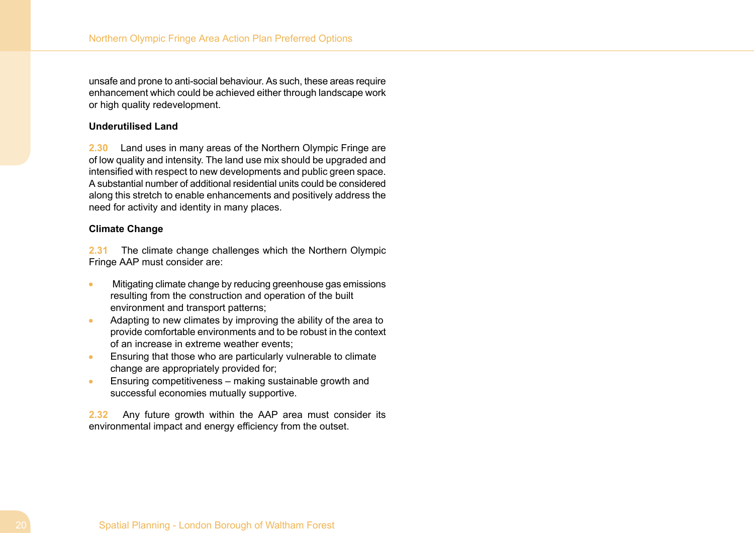unsafe and prone to anti-social behaviour. As such, these areas require enhancement which could be achieved either through landscape work or high quality redevelopment.

**Underutilised Land**

**2.30** Land uses in many areas of the Northern Olympic Fringe are of low quality and intensity. The land use mix should be upgraded and intensified with respect to new developments and public green space. A substantial number of additional residential units could be considered along this stretch to enable enhancements and positively address the need for activity and identity in many places.

**Climate Change**

**2.31** The climate change challenges which the Northern Olympic Fringe AAP must consider are:

- Mitigating climate change by reducing greenhouse gas emissions resulting from the construction and operation of the built environment and transport patterns;
- Adapting to new climates by improving the ability of the area to provide comfortable environments and to be robust in the context of an increase in extreme weather events;
- Ensuring that those who are particularly vulnerable to climate change are appropriately provided for;
- Ensuring competitiveness – making sustainable growth and successful economies mutually supportive.

**2.32** Any future growth within the AAP area must consider its environmental impact and energy efficiency from the outset.